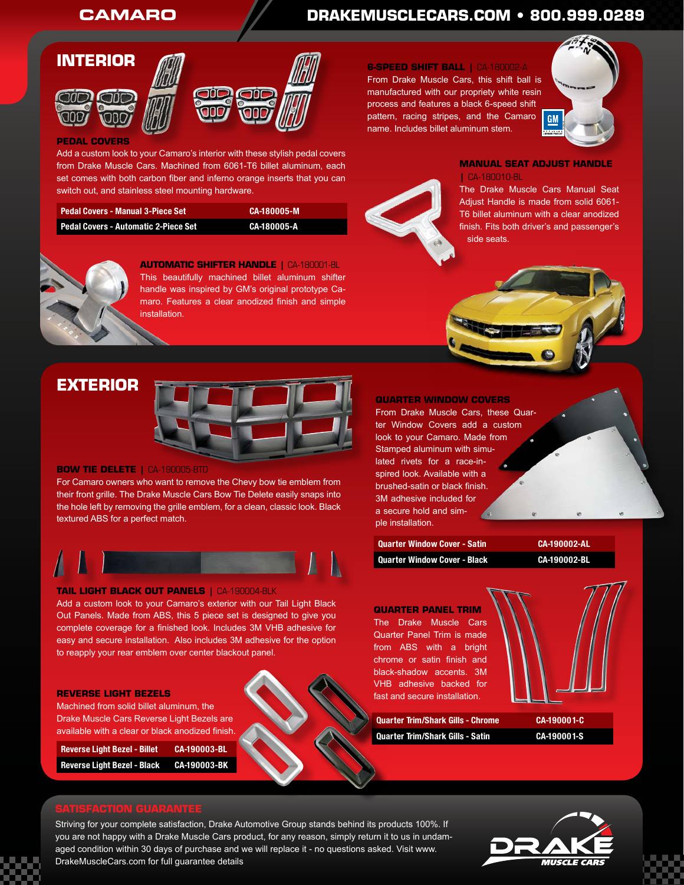# CAMARO

**DRAKEMUSCLECARS.COM • 800.999.0289**

## INTERIOR

### PEDAL COVERS

Add a custom look to your Camaro's interior with these stylish pedal covers from Drake Muscle Cars. Machined from 6061-T6 billet aluminum, each set comes with both carbon fiber and inferno orange inserts that you can switch out, and stainless steel mounting hardware.

| Pedal Covers - Manual 3-Piece Set | CA-180005-M |
|---|---|
| Pedal Covers - Automatic 2-Piece Set | CA-180005-A |

### 6-SPEED SHIFT BALL | CA-180002-A

From Drake Muscle Cars, this shift ball is manufactured with our propriety white resin process and features a black 6-speed shift pattern, racing stripes, and the Camaro name. Includes billet aluminum stem.

### MANUAL SEAT ADJUST HANDLE | CA-180010-BL

The Drake Muscle Cars Manual Seat Adjust Handle is made from solid 6061-T6 billet aluminum with a clear anodized finish. Fits both driver's and passenger's side seats.

### AUTOMATIC SHIFTER HANDLE | CA-180001-BL

This beautifully machined billet aluminum shifter handle was inspired by GM's original prototype Camaro. Features a clear anodized finish and simple installation.

## EXTERIOR

### BOW TIE DELETE | CA-190005-BTD

For Camaro owners who want to remove the Chevy bow tie emblem from their front grille. The Drake Muscle Cars Bow Tie Delete easily snaps into the hole left by removing the grille emblem, for a clean, classic look. Black textured ABS for a perfect match.

### TAIL LIGHT BLACK OUT PANELS | CA-190004-BLK

Add a custom look to your Camaro's exterior with our Tail Light Black Out Panels. Made from ABS, this 5 piece set is designed to give you complete coverage for a finished look. Includes 3M VHB adhesive for easy and secure installation. Also includes 3M adhesive for the option to reapply your rear emblem over center blackout panel.

### REVERSE LIGHT BEZELS

Machined from solid billet aluminum, the Drake Muscle Cars Reverse Light Bezels are available with a clear or black anodized finish.

| Reverse Light Bezel - Billet | CA-190003-BL |
|---|---|
| Reverse Light Bezel - Black | CA-190003-BK |

### QUARTER WINDOW COVERS

From Drake Muscle Cars, these Quarter Window Covers add a custom look to your Camaro. Made from Stamped aluminum with simulated rivets for a race-inspired look. Available with a brushed-satin or black finish. 3M adhesive included for a secure hold and simple installation.

| Quarter Window Cover - Satin | CA-190002-AL |
|---|---|
| Quarter Window Cover - Black | CA-190002-BL |

### QUARTER PANEL TRIM

The Drake Muscle Cars Quarter Panel Trim is made from ABS with a bright chrome or satin finish and black-shadow accents. 3M VHB adhesive backed for fast and secure installation.

| Quarter Trim/Shark Gills - Chrome | CA-190001-C |
|---|---|
| Quarter Trim/Shark Gills - Satin | CA-190001-S |

## SATISFACTION GUARANTEE

Striving for your complete satisfaction, Drake Automotive Group stands behind its products 100%. If you are not happy with a Drake Muscle Cars product, for any reason, simply return it to us in undamaged condition within 30 days of purchase and we will replace it - no questions asked. Visit www.DrakeMuscleCars.com for full guarantee details

DRAKE MUSCLE CARS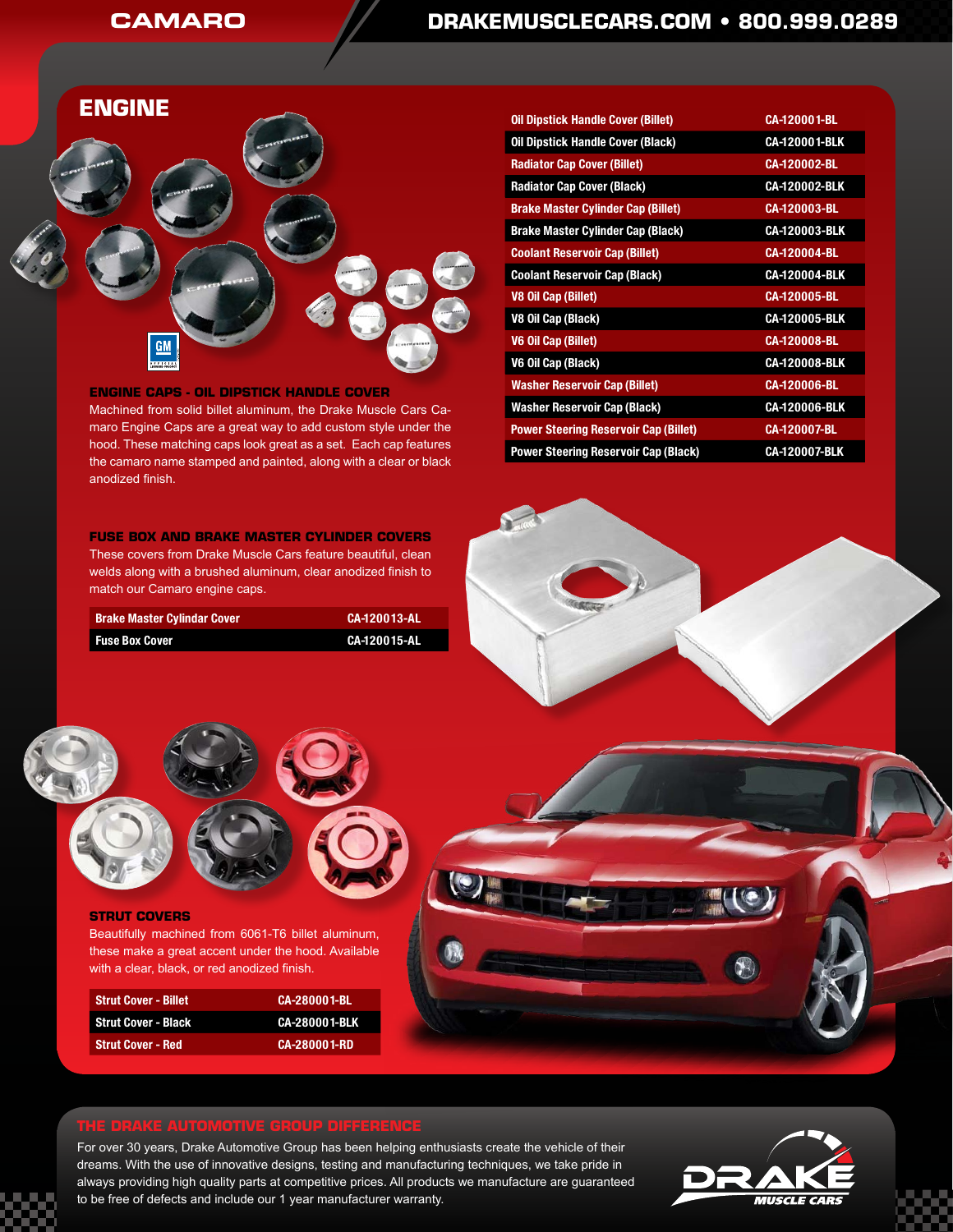# ENGINE

### ENGINE CAPS - OIL DIPSTICK HANDLE COVER

Machined from solid billet aluminum, the Drake Muscle Cars Camaro Engine Caps are a great way to add custom style under the hood. These matching caps look great as a set. Each cap features the camaro name stamped and painted, along with a clear or black anodized finish.

| | |
|---|---|
| Oil Dipstick Handle Cover (Billet) | CA-120001-BL |
| Oil Dipstick Handle Cover (Black) | CA-120001-BLK |
| Radiator Cap Cover (Billet) | CA-120002-BL |
| Radiator Cap Cover (Black) | CA-120002-BLK |
| Brake Master Cylinder Cap (Billet) | CA-120003-BL |
| Brake Master Cylinder Cap (Black) | CA-120003-BLK |
| Coolant Reservoir Cap (Billet) | CA-120004-BL |
| Coolant Reservoir Cap (Black) | CA-120004-BLK |
| V8 Oil Cap (Billet) | CA-120005-BL |
| V8 Oil Cap (Black) | CA-120005-BLK |
| V6 Oil Cap (Billet) | CA-120008-BL |
| V6 Oil Cap (Black) | CA-120008-BLK |
| Washer Reservoir Cap (Billet) | CA-120006-BL |
| Washer Reservoir Cap (Black) | CA-120006-BLK |
| Power Steering Reservoir Cap (Billet) | CA-120007-BL |
| Power Steering Reservoir Cap (Black) | CA-120007-BLK |

### FUSE BOX AND BRAKE MASTER CYLINDER COVERS

These covers from Drake Muscle Cars feature beautiful, clean welds along with a brushed aluminum, clear anodized finish to match our Camaro engine caps.

| | |
|---|---|
| Brake Master Cylindar Cover | CA-120013-AL |
| Fuse Box Cover | CA-120015-AL |

### STRUT COVERS

Beautifully machined from 6061-T6 billet aluminum, these make a great accent under the hood. Available with a clear, black, or red anodized finish.

| | |
|---|---|
| Strut Cover - Billet | CA-280001-BL |
| Strut Cover - Black | CA-280001-BLK |
| Strut Cover - Red | CA-280001-RD |

### THE DRAKE AUTOMOTIVE GROUP DIFFERENCE

For over 30 years, Drake Automotive Group has been helping enthusiasts create the vehicle of their dreams. With the use of innovative designs, testing and manufacturing techniques, we take pride in always providing high quality parts at competitive prices. All products we manufacture are guaranteed to be free of defects and include our 1 year manufacturer warranty.